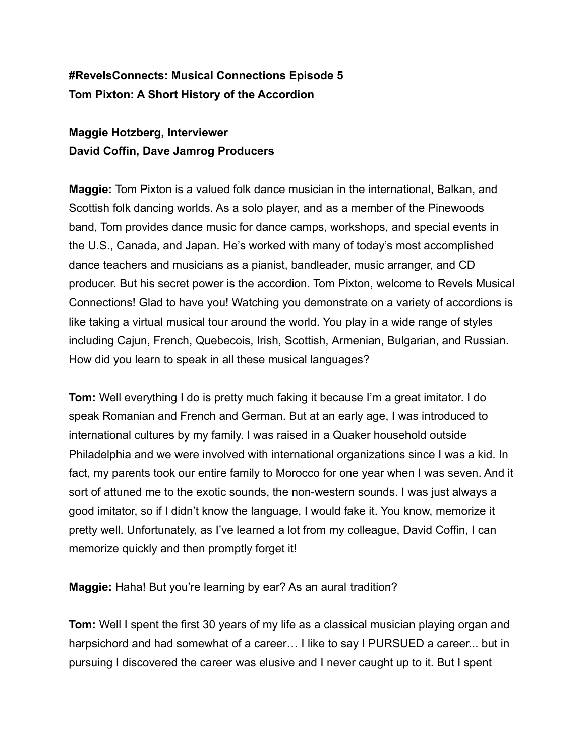**#RevelsConnects: Musical Connections Episode 5**
**Tom Pixton: A Short History of the Accordion**

**Maggie Hotzberg, Interviewer**
**David Coffin, Dave Jamrog Producers**

**Maggie:** Tom Pixton is a valued folk dance musician in the international, Balkan, and Scottish folk dancing worlds. As a solo player, and as a member of the Pinewoods band, Tom provides dance music for dance camps, workshops, and special events in the U.S., Canada, and Japan. He's worked with many of today's most accomplished dance teachers and musicians as a pianist, bandleader, music arranger, and CD producer. But his secret power is the accordion. Tom Pixton, welcome to Revels Musical Connections! Glad to have you! Watching you demonstrate on a variety of accordions is like taking a virtual musical tour around the world. You play in a wide range of styles including Cajun, French, Quebecois, Irish, Scottish, Armenian, Bulgarian, and Russian. How did you learn to speak in all these musical languages?

**Tom:** Well everything I do is pretty much faking it because I'm a great imitator. I do speak Romanian and French and German. But at an early age, I was introduced to international cultures by my family. I was raised in a Quaker household outside Philadelphia and we were involved with international organizations since I was a kid. In fact, my parents took our entire family to Morocco for one year when I was seven. And it sort of attuned me to the exotic sounds, the non-western sounds. I was just always a good imitator, so if I didn't know the language, I would fake it. You know, memorize it pretty well. Unfortunately, as I've learned a lot from my colleague, David Coffin, I can memorize quickly and then promptly forget it!

**Maggie:** Haha! But you're learning by ear? As an aural tradition?

**Tom:** Well I spent the first 30 years of my life as a classical musician playing organ and harpsichord and had somewhat of a career… I like to say I PURSUED a career... but in pursuing I discovered the career was elusive and I never caught up to it. But I spent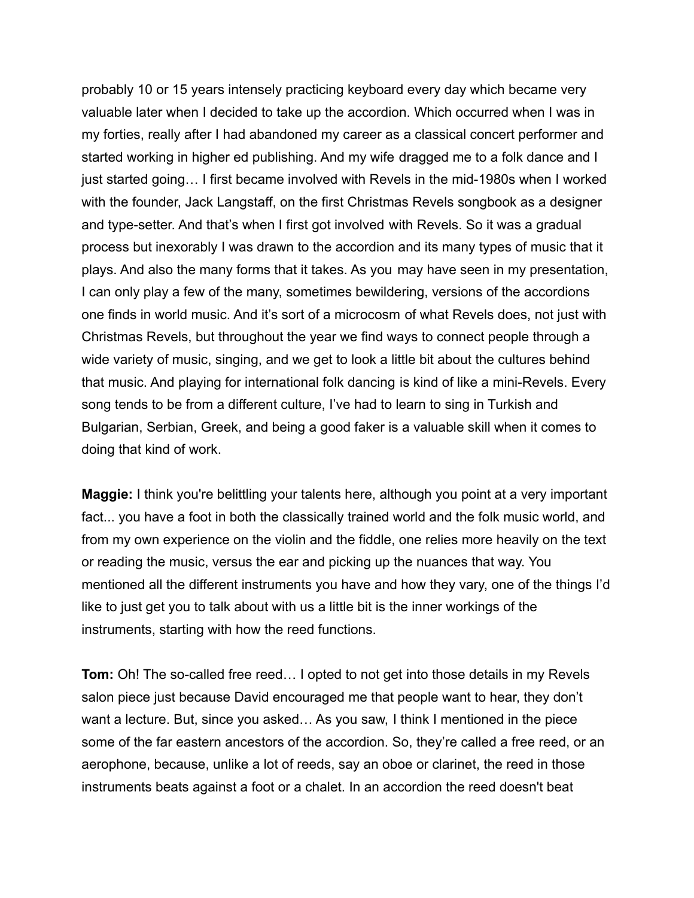probably 10 or 15 years intensely practicing keyboard every day which became very valuable later when I decided to take up the accordion. Which occurred when I was in my forties, really after I had abandoned my career as a classical concert performer and started working in higher ed publishing. And my wife dragged me to a folk dance and I just started going… I first became involved with Revels in the mid-1980s when I worked with the founder, Jack Langstaff, on the first Christmas Revels songbook as a designer and type-setter. And that's when I first got involved with Revels. So it was a gradual process but inexorably I was drawn to the accordion and its many types of music that it plays. And also the many forms that it takes. As you may have seen in my presentation, I can only play a few of the many, sometimes bewildering, versions of the accordions one finds in world music. And it's sort of a microcosm of what Revels does, not just with Christmas Revels, but throughout the year we find ways to connect people through a wide variety of music, singing, and we get to look a little bit about the cultures behind that music. And playing for international folk dancing is kind of like a mini-Revels. Every song tends to be from a different culture, I've had to learn to sing in Turkish and Bulgarian, Serbian, Greek, and being a good faker is a valuable skill when it comes to doing that kind of work.

**Maggie:** I think you're belittling your talents here, although you point at a very important fact... you have a foot in both the classically trained world and the folk music world, and from my own experience on the violin and the fiddle, one relies more heavily on the text or reading the music, versus the ear and picking up the nuances that way. You mentioned all the different instruments you have and how they vary, one of the things I'd like to just get you to talk about with us a little bit is the inner workings of the instruments, starting with how the reed functions.

**Tom:** Oh! The so-called free reed… I opted to not get into those details in my Revels salon piece just because David encouraged me that people want to hear, they don't want a lecture. But, since you asked… As you saw, I think I mentioned in the piece some of the far eastern ancestors of the accordion. So, they're called a free reed, or an aerophone, because, unlike a lot of reeds, say an oboe or clarinet, the reed in those instruments beats against a foot or a chalet. In an accordion the reed doesn't beat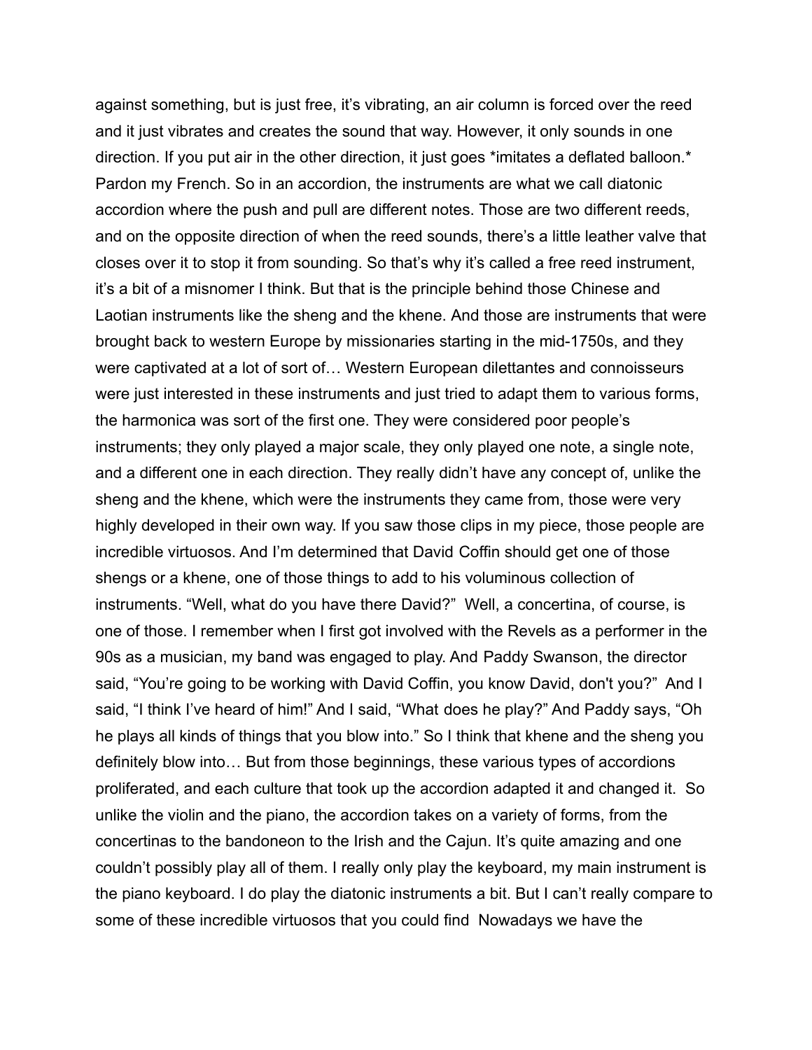against something, but is just free, it's vibrating, an air column is forced over the reed and it just vibrates and creates the sound that way. However, it only sounds in one direction. If you put air in the other direction, it just goes *imitates a deflated balloon.* Pardon my French. So in an accordion, the instruments are what we call diatonic accordion where the push and pull are different notes. Those are two different reeds, and on the opposite direction of when the reed sounds, there's a little leather valve that closes over it to stop it from sounding. So that's why it's called a free reed instrument, it's a bit of a misnomer I think. But that is the principle behind those Chinese and Laotian instruments like the sheng and the khene. And those are instruments that were brought back to western Europe by missionaries starting in the mid-1750s, and they were captivated at a lot of sort of… Western European dilettantes and connoisseurs were just interested in these instruments and just tried to adapt them to various forms, the harmonica was sort of the first one. They were considered poor people's instruments; they only played a major scale, they only played one note, a single note, and a different one in each direction. They really didn't have any concept of, unlike the sheng and the khene, which were the instruments they came from, those were very highly developed in their own way. If you saw those clips in my piece, those people are incredible virtuosos. And I'm determined that David Coffin should get one of those shengs or a khene, one of those things to add to his voluminous collection of instruments. "Well, what do you have there David?"  Well, a concertina, of course, is one of those. I remember when I first got involved with the Revels as a performer in the 90s as a musician, my band was engaged to play. And Paddy Swanson, the director said, "You're going to be working with David Coffin, you know David, don't you?"  And I said, "I think I've heard of him!" And I said, "What does he play?" And Paddy says, "Oh he plays all kinds of things that you blow into." So I think that khene and the sheng you definitely blow into… But from those beginnings, these various types of accordions proliferated, and each culture that took up the accordion adapted it and changed it.  So unlike the violin and the piano, the accordion takes on a variety of forms, from the concertinas to the bandoneon to the Irish and the Cajun. It's quite amazing and one couldn't possibly play all of them. I really only play the keyboard, my main instrument is the piano keyboard. I do play the diatonic instruments a bit. But I can't really compare to some of these incredible virtuosos that you could find  Nowadays we have the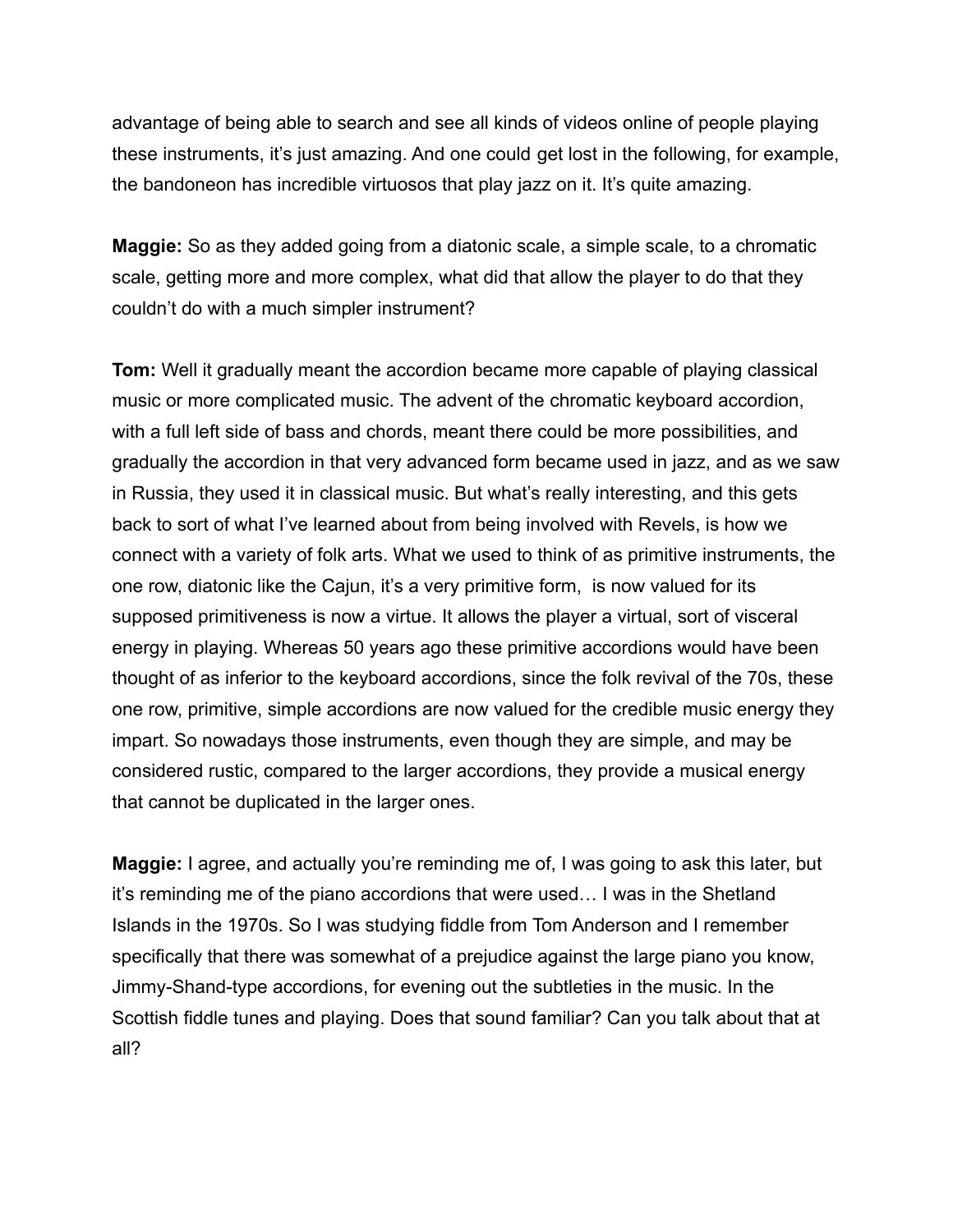advantage of being able to search and see all kinds of videos online of people playing these instruments, it's just amazing. And one could get lost in the following, for example, the bandoneon has incredible virtuosos that play jazz on it. It's quite amazing.

**Maggie:** So as they added going from a diatonic scale, a simple scale, to a chromatic scale, getting more and more complex, what did that allow the player to do that they couldn't do with a much simpler instrument?

**Tom:** Well it gradually meant the accordion became more capable of playing classical music or more complicated music. The advent of the chromatic keyboard accordion, with a full left side of bass and chords, meant there could be more possibilities, and gradually the accordion in that very advanced form became used in jazz, and as we saw in Russia, they used it in classical music. But what's really interesting, and this gets back to sort of what I've learned about from being involved with Revels, is how we connect with a variety of folk arts. What we used to think of as primitive instruments, the one row, diatonic like the Cajun, it's a very primitive form, is now valued for its supposed primitiveness is now a virtue. It allows the player a virtual, sort of visceral energy in playing. Whereas 50 years ago these primitive accordions would have been thought of as inferior to the keyboard accordions, since the folk revival of the 70s, these one row, primitive, simple accordions are now valued for the credible music energy they impart. So nowadays those instruments, even though they are simple, and may be considered rustic, compared to the larger accordions, they provide a musical energy that cannot be duplicated in the larger ones.

**Maggie:** I agree, and actually you're reminding me of, I was going to ask this later, but it's reminding me of the piano accordions that were used… I was in the Shetland Islands in the 1970s. So I was studying fiddle from Tom Anderson and I remember specifically that there was somewhat of a prejudice against the large piano you know, Jimmy-Shand-type accordions, for evening out the subtleties in the music. In the Scottish fiddle tunes and playing. Does that sound familiar? Can you talk about that at all?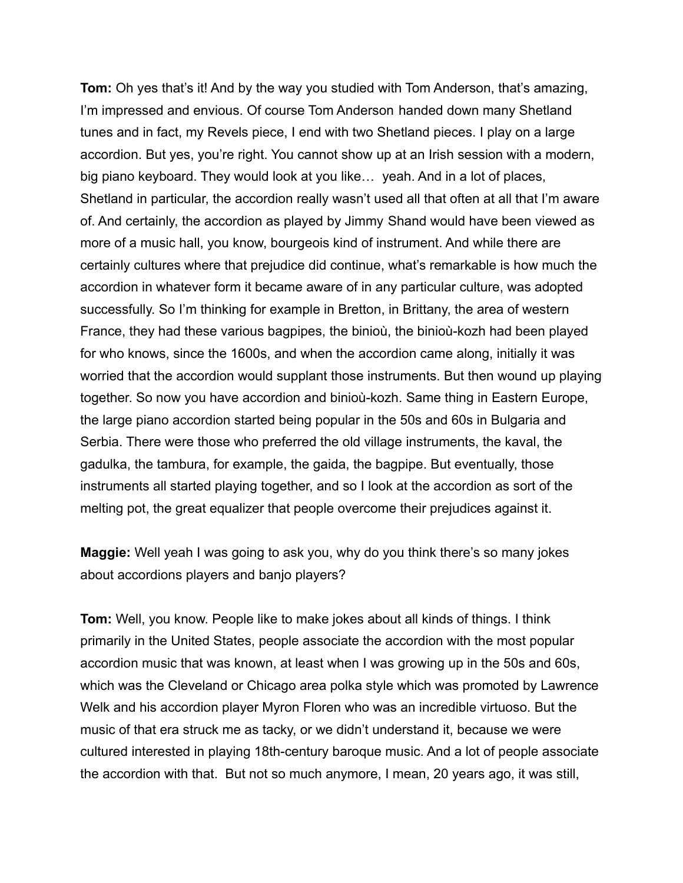**Tom:** Oh yes that's it! And by the way you studied with Tom Anderson, that's amazing, I'm impressed and envious. Of course Tom Anderson handed down many Shetland tunes and in fact, my Revels piece, I end with two Shetland pieces. I play on a large accordion. But yes, you're right. You cannot show up at an Irish session with a modern, big piano keyboard. They would look at you like… yeah. And in a lot of places, Shetland in particular, the accordion really wasn't used all that often at all that I'm aware of. And certainly, the accordion as played by Jimmy Shand would have been viewed as more of a music hall, you know, bourgeois kind of instrument. And while there are certainly cultures where that prejudice did continue, what's remarkable is how much the accordion in whatever form it became aware of in any particular culture, was adopted successfully. So I'm thinking for example in Bretton, in Brittany, the area of western France, they had these various bagpipes, the biniou̇, the biniou̇-kozh had been played for who knows, since the 1600s, and when the accordion came along, initially it was worried that the accordion would supplant those instruments. But then wound up playing together. So now you have accordion and biniou̇-kozh. Same thing in Eastern Europe, the large piano accordion started being popular in the 50s and 60s in Bulgaria and Serbia. There were those who preferred the old village instruments, the kaval, the gadulka, the tambura, for example, the gaida, the bagpipe. But eventually, those instruments all started playing together, and so I look at the accordion as sort of the melting pot, the great equalizer that people overcome their prejudices against it.

**Maggie:** Well yeah I was going to ask you, why do you think there's so many jokes about accordions players and banjo players?

**Tom:** Well, you know. People like to make jokes about all kinds of things. I think primarily in the United States, people associate the accordion with the most popular accordion music that was known, at least when I was growing up in the 50s and 60s, which was the Cleveland or Chicago area polka style which was promoted by Lawrence Welk and his accordion player Myron Floren who was an incredible virtuoso. But the music of that era struck me as tacky, or we didn't understand it, because we were cultured interested in playing 18th-century baroque music. And a lot of people associate the accordion with that. But not so much anymore, I mean, 20 years ago, it was still,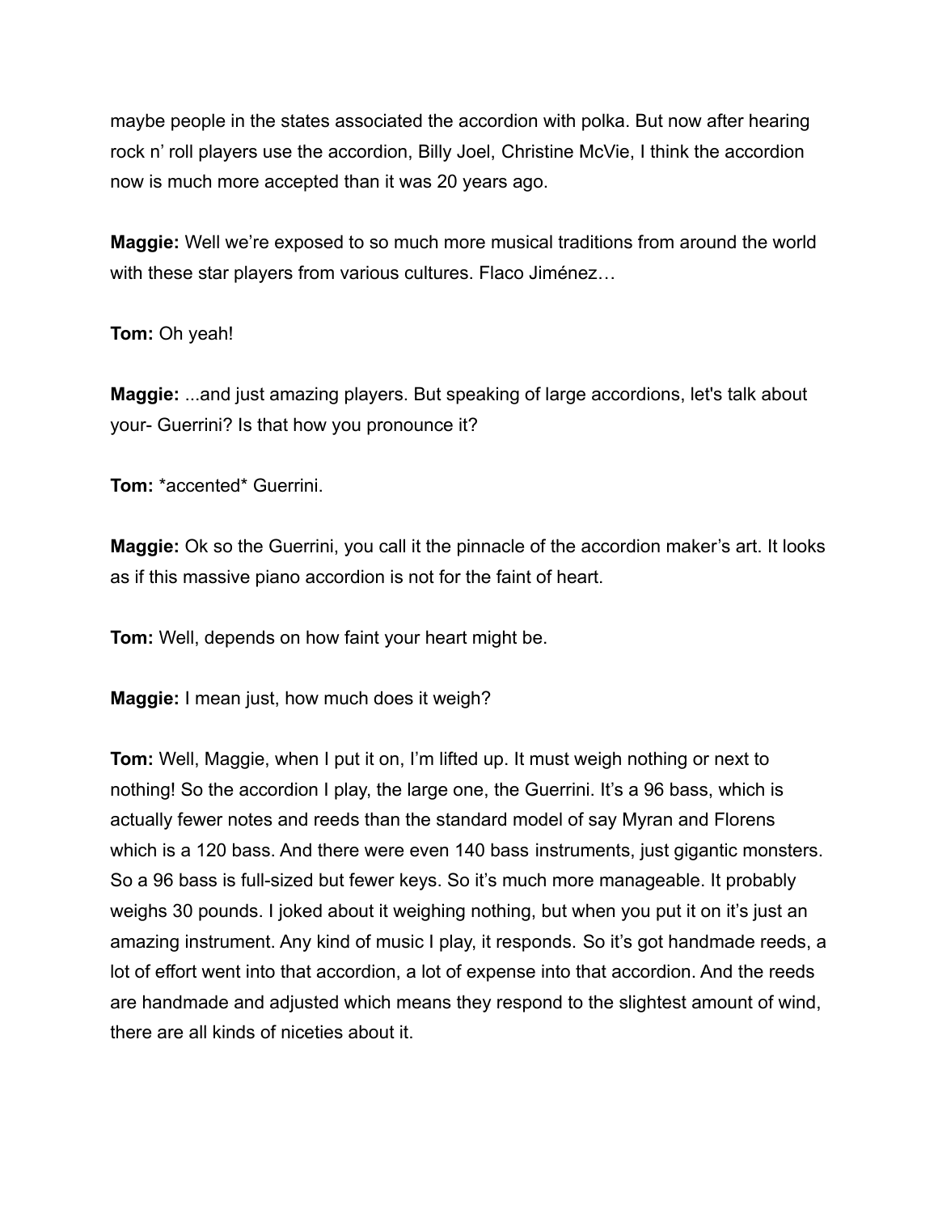maybe people in the states associated the accordion with polka. But now after hearing rock n' roll players use the accordion, Billy Joel, Christine McVie, I think the accordion now is much more accepted than it was 20 years ago.

**Maggie:** Well we're exposed to so much more musical traditions from around the world with these star players from various cultures. Flaco Jiménez…

**Tom:** Oh yeah!

**Maggie:** ...and just amazing players. But speaking of large accordions, let's talk about your- Guerrini? Is that how you pronounce it?

**Tom:** *accented* Guerrini.

**Maggie:** Ok so the Guerrini, you call it the pinnacle of the accordion maker's art. It looks as if this massive piano accordion is not for the faint of heart.

**Tom:** Well, depends on how faint your heart might be.

**Maggie:** I mean just, how much does it weigh?

**Tom:** Well, Maggie, when I put it on, I'm lifted up. It must weigh nothing or next to nothing! So the accordion I play, the large one, the Guerrini. It's a 96 bass, which is actually fewer notes and reeds than the standard model of say Myran and Florens which is a 120 bass. And there were even 140 bass instruments, just gigantic monsters. So a 96 bass is full-sized but fewer keys. So it's much more manageable. It probably weighs 30 pounds. I joked about it weighing nothing, but when you put it on it's just an amazing instrument. Any kind of music I play, it responds. So it's got handmade reeds, a lot of effort went into that accordion, a lot of expense into that accordion. And the reeds are handmade and adjusted which means they respond to the slightest amount of wind, there are all kinds of niceties about it.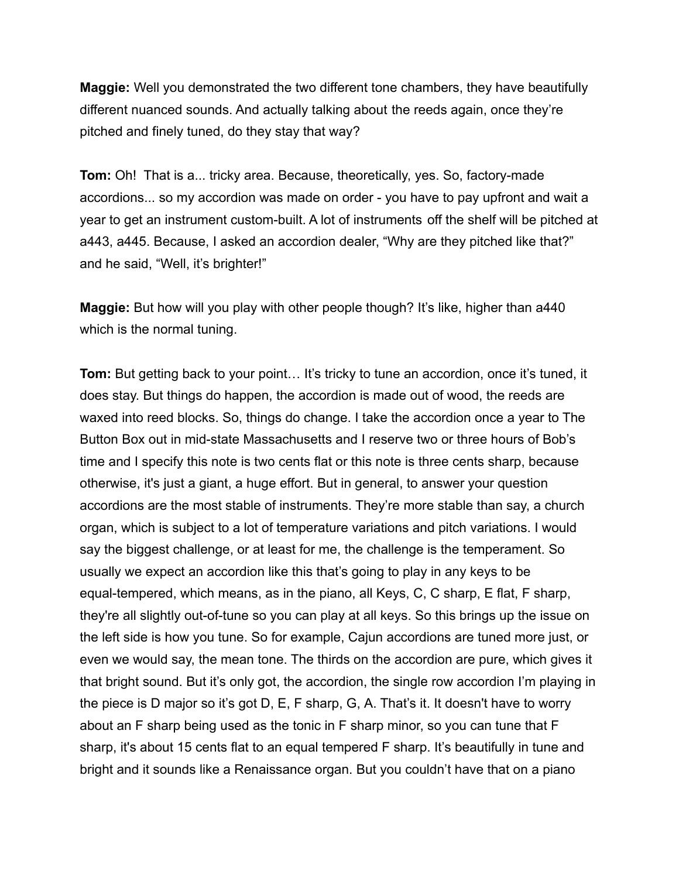**Maggie:** Well you demonstrated the two different tone chambers, they have beautifully different nuanced sounds. And actually talking about the reeds again, once they're pitched and finely tuned, do they stay that way?

**Tom:** Oh! That is a... tricky area. Because, theoretically, yes. So, factory-made accordions... so my accordion was made on order - you have to pay upfront and wait a year to get an instrument custom-built. A lot of instruments off the shelf will be pitched at a443, a445. Because, I asked an accordion dealer, "Why are they pitched like that?" and he said, "Well, it's brighter!"

**Maggie:** But how will you play with other people though? It's like, higher than a440 which is the normal tuning.

**Tom:** But getting back to your point… It's tricky to tune an accordion, once it's tuned, it does stay. But things do happen, the accordion is made out of wood, the reeds are waxed into reed blocks. So, things do change. I take the accordion once a year to The Button Box out in mid-state Massachusetts and I reserve two or three hours of Bob's time and I specify this note is two cents flat or this note is three cents sharp, because otherwise, it's just a giant, a huge effort. But in general, to answer your question accordions are the most stable of instruments. They're more stable than say, a church organ, which is subject to a lot of temperature variations and pitch variations. I would say the biggest challenge, or at least for me, the challenge is the temperament. So usually we expect an accordion like this that's going to play in any keys to be equal-tempered, which means, as in the piano, all Keys, C, C sharp, E flat, F sharp, they're all slightly out-of-tune so you can play at all keys. So this brings up the issue on the left side is how you tune. So for example, Cajun accordions are tuned more just, or even we would say, the mean tone. The thirds on the accordion are pure, which gives it that bright sound. But it's only got, the accordion, the single row accordion I'm playing in the piece is D major so it's got D, E, F sharp, G, A. That's it. It doesn't have to worry about an F sharp being used as the tonic in F sharp minor, so you can tune that F sharp, it's about 15 cents flat to an equal tempered F sharp. It's beautifully in tune and bright and it sounds like a Renaissance organ. But you couldn't have that on a piano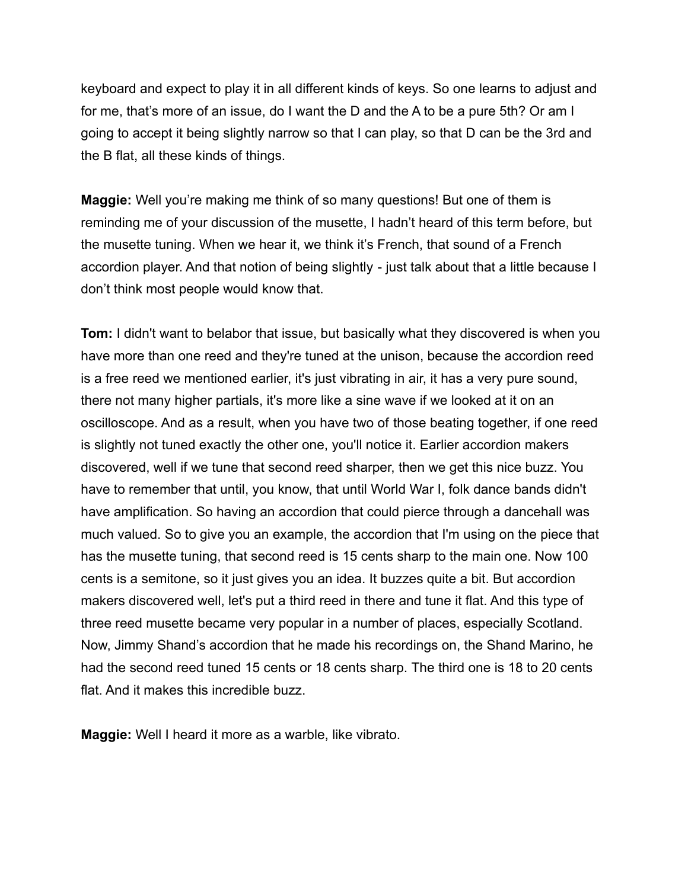keyboard and expect to play it in all different kinds of keys. So one learns to adjust and for me, that's more of an issue, do I want the D and the A to be a pure 5th? Or am I going to accept it being slightly narrow so that I can play, so that D can be the 3rd and the B flat, all these kinds of things.

**Maggie:** Well you're making me think of so many questions! But one of them is reminding me of your discussion of the musette, I hadn't heard of this term before, but the musette tuning. When we hear it, we think it's French, that sound of a French accordion player. And that notion of being slightly - just talk about that a little because I don't think most people would know that.

**Tom:** I didn't want to belabor that issue, but basically what they discovered is when you have more than one reed and they're tuned at the unison, because the accordion reed is a free reed we mentioned earlier, it's just vibrating in air, it has a very pure sound, there not many higher partials, it's more like a sine wave if we looked at it on an oscilloscope. And as a result, when you have two of those beating together, if one reed is slightly not tuned exactly the other one, you'll notice it. Earlier accordion makers discovered, well if we tune that second reed sharper, then we get this nice buzz. You have to remember that until, you know, that until World War I, folk dance bands didn't have amplification. So having an accordion that could pierce through a dancehall was much valued. So to give you an example, the accordion that I'm using on the piece that has the musette tuning, that second reed is 15 cents sharp to the main one. Now 100 cents is a semitone, so it just gives you an idea. It buzzes quite a bit. But accordion makers discovered well, let's put a third reed in there and tune it flat. And this type of three reed musette became very popular in a number of places, especially Scotland. Now, Jimmy Shand's accordion that he made his recordings on, the Shand Marino, he had the second reed tuned 15 cents or 18 cents sharp. The third one is 18 to 20 cents flat. And it makes this incredible buzz.

**Maggie:** Well I heard it more as a warble, like vibrato.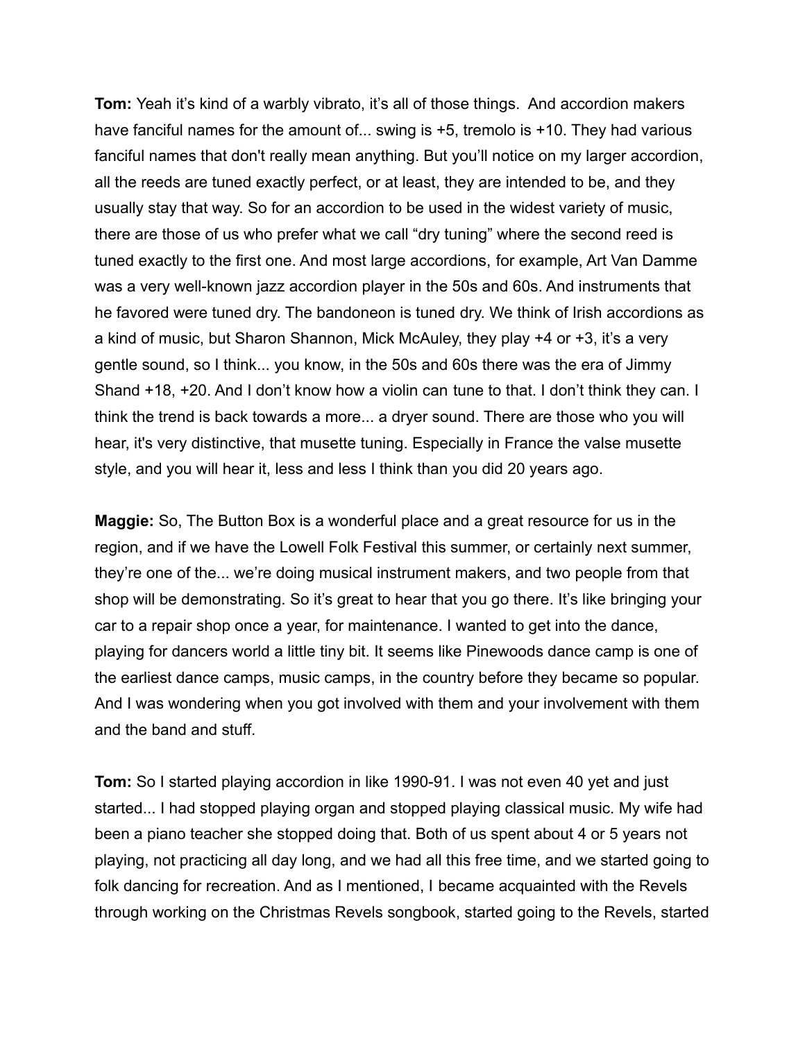**Tom:** Yeah it's kind of a warbly vibrato, it's all of those things. And accordion makers have fanciful names for the amount of... swing is +5, tremolo is +10. They had various fanciful names that don't really mean anything. But you'll notice on my larger accordion, all the reeds are tuned exactly perfect, or at least, they are intended to be, and they usually stay that way. So for an accordion to be used in the widest variety of music, there are those of us who prefer what we call "dry tuning" where the second reed is tuned exactly to the first one. And most large accordions, for example, Art Van Damme was a very well-known jazz accordion player in the 50s and 60s. And instruments that he favored were tuned dry. The bandoneon is tuned dry. We think of Irish accordions as a kind of music, but Sharon Shannon, Mick McAuley, they play +4 or +3, it's a very gentle sound, so I think... you know, in the 50s and 60s there was the era of Jimmy Shand +18, +20. And I don't know how a violin can tune to that. I don't think they can. I think the trend is back towards a more... a dryer sound. There are those who you will hear, it's very distinctive, that musette tuning. Especially in France the valse musette style, and you will hear it, less and less I think than you did 20 years ago.

**Maggie:** So, The Button Box is a wonderful place and a great resource for us in the region, and if we have the Lowell Folk Festival this summer, or certainly next summer, they're one of the... we're doing musical instrument makers, and two people from that shop will be demonstrating. So it's great to hear that you go there. It's like bringing your car to a repair shop once a year, for maintenance. I wanted to get into the dance, playing for dancers world a little tiny bit. It seems like Pinewoods dance camp is one of the earliest dance camps, music camps, in the country before they became so popular. And I was wondering when you got involved with them and your involvement with them and the band and stuff.

**Tom:** So I started playing accordion in like 1990-91. I was not even 40 yet and just started... I had stopped playing organ and stopped playing classical music. My wife had been a piano teacher she stopped doing that. Both of us spent about 4 or 5 years not playing, not practicing all day long, and we had all this free time, and we started going to folk dancing for recreation. And as I mentioned, I became acquainted with the Revels through working on the Christmas Revels songbook, started going to the Revels, started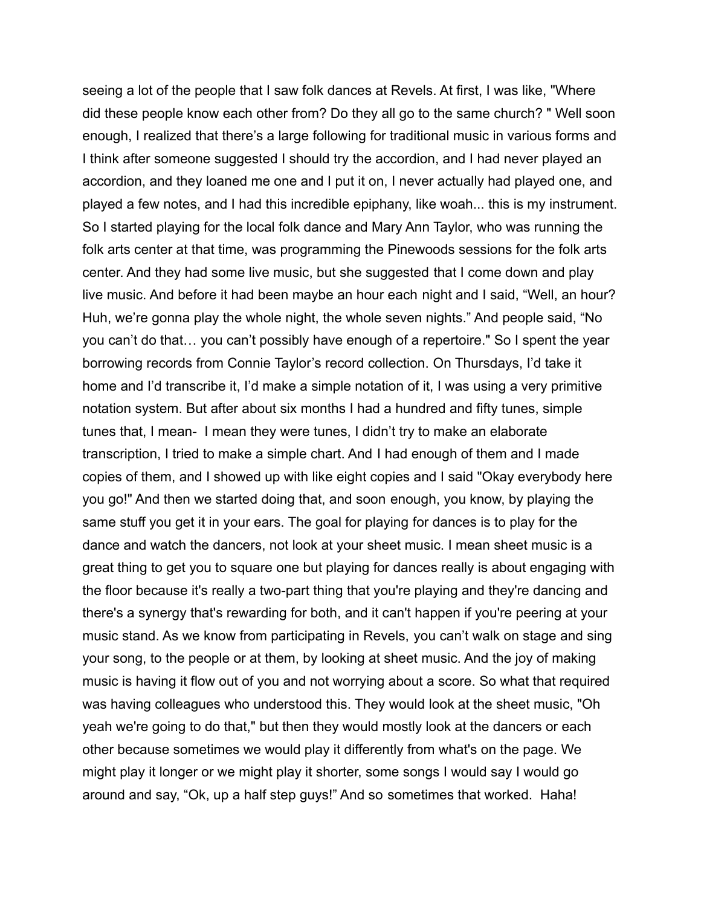seeing a lot of the people that I saw folk dances at Revels. At first, I was like, "Where did these people know each other from? Do they all go to the same church? " Well soon enough, I realized that there's a large following for traditional music in various forms and I think after someone suggested I should try the accordion, and I had never played an accordion, and they loaned me one and I put it on, I never actually had played one, and played a few notes, and I had this incredible epiphany, like woah... this is my instrument. So I started playing for the local folk dance and Mary Ann Taylor, who was running the folk arts center at that time, was programming the Pinewoods sessions for the folk arts center. And they had some live music, but she suggested that I come down and play live music. And before it had been maybe an hour each night and I said, "Well, an hour? Huh, we're gonna play the whole night, the whole seven nights." And people said, "No you can't do that… you can't possibly have enough of a repertoire." So I spent the year borrowing records from Connie Taylor's record collection. On Thursdays, I'd take it home and I'd transcribe it, I'd make a simple notation of it, I was using a very primitive notation system. But after about six months I had a hundred and fifty tunes, simple tunes that, I mean- I mean they were tunes, I didn't try to make an elaborate transcription, I tried to make a simple chart. And I had enough of them and I made copies of them, and I showed up with like eight copies and I said "Okay everybody here you go!" And then we started doing that, and soon enough, you know, by playing the same stuff you get it in your ears. The goal for playing for dances is to play for the dance and watch the dancers, not look at your sheet music. I mean sheet music is a great thing to get you to square one but playing for dances really is about engaging with the floor because it's really a two-part thing that you're playing and they're dancing and there's a synergy that's rewarding for both, and it can't happen if you're peering at your music stand. As we know from participating in Revels, you can't walk on stage and sing your song, to the people or at them, by looking at sheet music. And the joy of making music is having it flow out of you and not worrying about a score. So what that required was having colleagues who understood this. They would look at the sheet music, "Oh yeah we're going to do that," but then they would mostly look at the dancers or each other because sometimes we would play it differently from what's on the page. We might play it longer or we might play it shorter, some songs I would say I would go around and say, "Ok, up a half step guys!" And so sometimes that worked. Haha!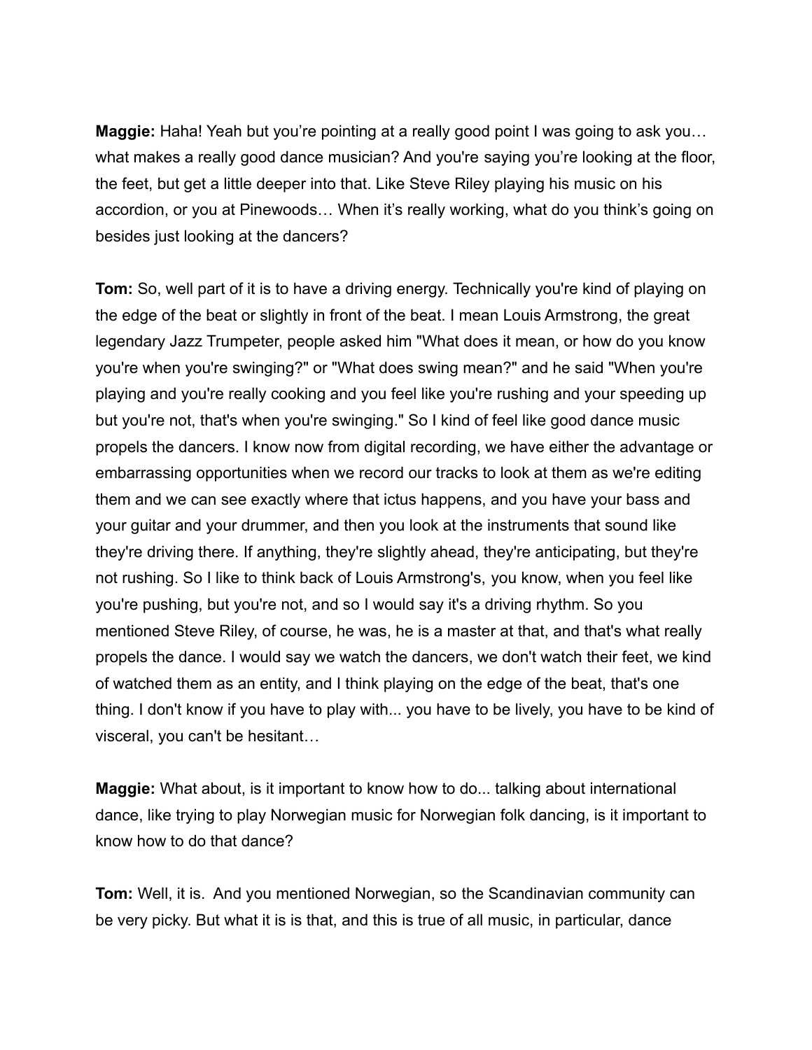**Maggie:** Haha! Yeah but you're pointing at a really good point I was going to ask you… what makes a really good dance musician? And you're saying you're looking at the floor, the feet, but get a little deeper into that. Like Steve Riley playing his music on his accordion, or you at Pinewoods… When it's really working, what do you think's going on besides just looking at the dancers?

**Tom:** So, well part of it is to have a driving energy. Technically you're kind of playing on the edge of the beat or slightly in front of the beat. I mean Louis Armstrong, the great legendary Jazz Trumpeter, people asked him "What does it mean, or how do you know you're when you're swinging?" or "What does swing mean?" and he said "When you're playing and you're really cooking and you feel like you're rushing and your speeding up but you're not, that's when you're swinging." So I kind of feel like good dance music propels the dancers. I know now from digital recording, we have either the advantage or embarrassing opportunities when we record our tracks to look at them as we're editing them and we can see exactly where that ictus happens, and you have your bass and your guitar and your drummer, and then you look at the instruments that sound like they're driving there. If anything, they're slightly ahead, they're anticipating, but they're not rushing. So I like to think back of Louis Armstrong's, you know, when you feel like you're pushing, but you're not, and so I would say it's a driving rhythm. So you mentioned Steve Riley, of course, he was, he is a master at that, and that's what really propels the dance. I would say we watch the dancers, we don't watch their feet, we kind of watched them as an entity, and I think playing on the edge of the beat, that's one thing. I don't know if you have to play with... you have to be lively, you have to be kind of visceral, you can't be hesitant…

**Maggie:** What about, is it important to know how to do... talking about international dance, like trying to play Norwegian music for Norwegian folk dancing, is it important to know how to do that dance?

**Tom:** Well, it is. And you mentioned Norwegian, so the Scandinavian community can be very picky. But what it is is that, and this is true of all music, in particular, dance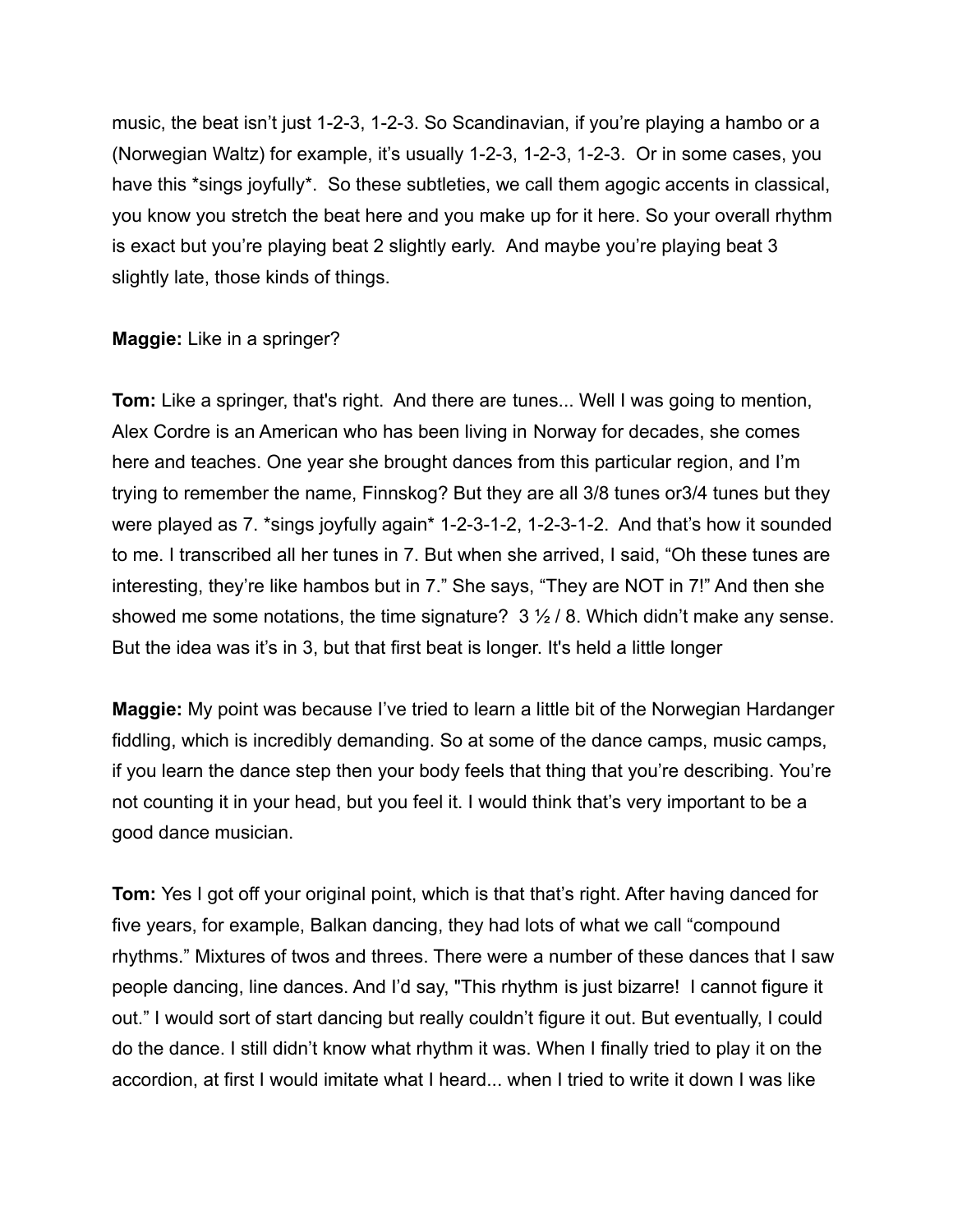music, the beat isn't just 1-2-3, 1-2-3. So Scandinavian, if you're playing a hambo or a (Norwegian Waltz) for example, it's usually 1-2-3, 1-2-3, 1-2-3. Or in some cases, you have this *sings joyfully*. So these subtleties, we call them agogic accents in classical, you know you stretch the beat here and you make up for it here. So your overall rhythm is exact but you're playing beat 2 slightly early. And maybe you're playing beat 3 slightly late, those kinds of things.

**Maggie:** Like in a springer?

**Tom:** Like a springer, that's right. And there are tunes... Well I was going to mention, Alex Cordre is an American who has been living in Norway for decades, she comes here and teaches. One year she brought dances from this particular region, and I'm trying to remember the name, Finnskog? But they are all 3/8 tunes or3/4 tunes but they were played as 7. *sings joyfully again* 1-2-3-1-2, 1-2-3-1-2. And that's how it sounded to me. I transcribed all her tunes in 7. But when she arrived, I said, "Oh these tunes are interesting, they're like hambos but in 7." She says, "They are NOT in 7!" And then she showed me some notations, the time signature? 3 ½ / 8. Which didn't make any sense. But the idea was it's in 3, but that first beat is longer. It's held a little longer

**Maggie:** My point was because I've tried to learn a little bit of the Norwegian Hardanger fiddling, which is incredibly demanding. So at some of the dance camps, music camps, if you learn the dance step then your body feels that thing that you're describing. You're not counting it in your head, but you feel it. I would think that's very important to be a good dance musician.

**Tom:** Yes I got off your original point, which is that that's right. After having danced for five years, for example, Balkan dancing, they had lots of what we call "compound rhythms." Mixtures of twos and threes. There were a number of these dances that I saw people dancing, line dances. And I'd say, "This rhythm is just bizarre! I cannot figure it out." I would sort of start dancing but really couldn't figure it out. But eventually, I could do the dance. I still didn't know what rhythm it was. When I finally tried to play it on the accordion, at first I would imitate what I heard... when I tried to write it down I was like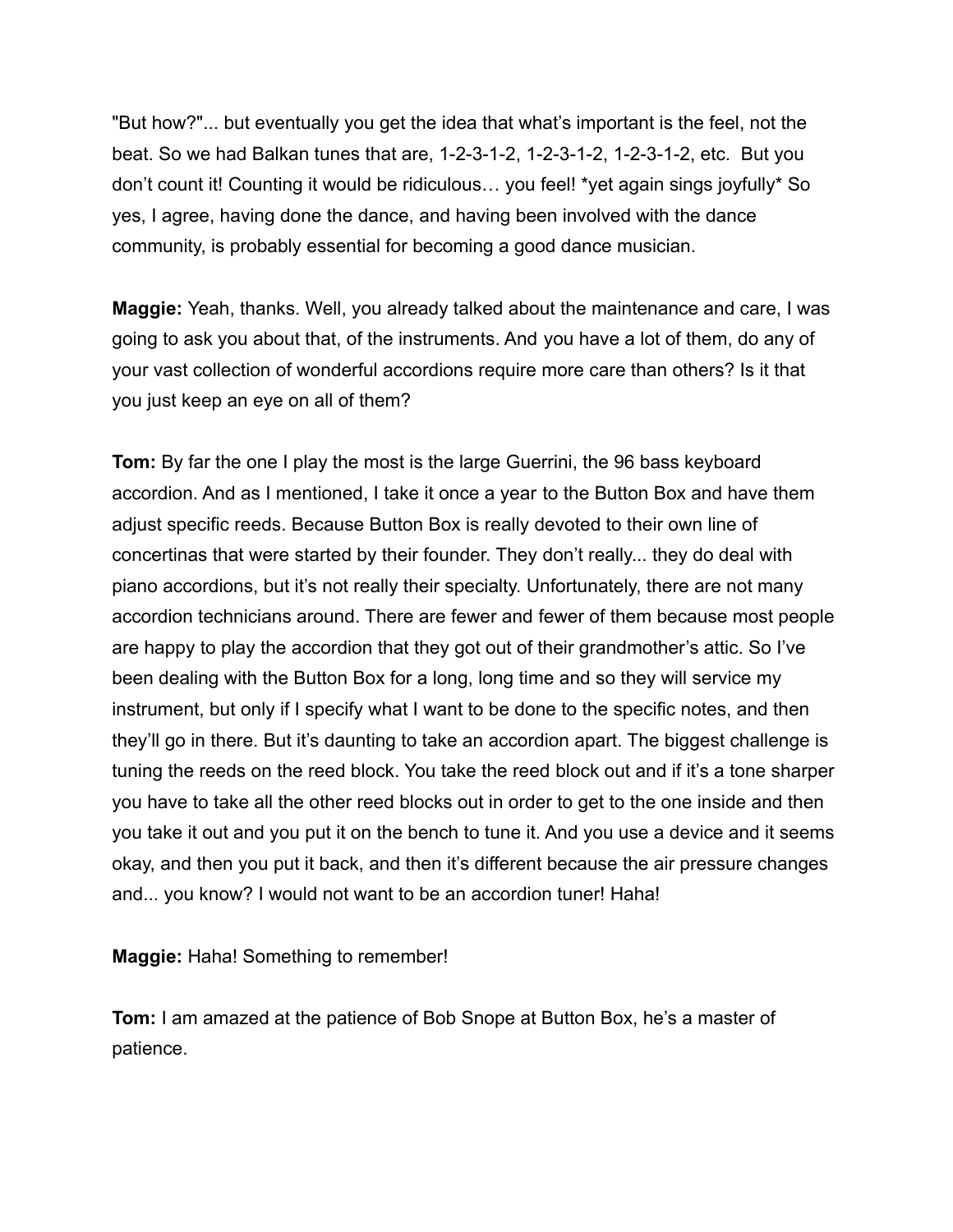"But how?"... but eventually you get the idea that what's important is the feel, not the beat. So we had Balkan tunes that are, 1-2-3-1-2, 1-2-3-1-2, 1-2-3-1-2, etc.  But you don't count it! Counting it would be ridiculous… you feel! *yet again sings joyfully* So yes, I agree, having done the dance, and having been involved with the dance community, is probably essential for becoming a good dance musician.

**Maggie:** Yeah, thanks. Well, you already talked about the maintenance and care, I was going to ask you about that, of the instruments. And you have a lot of them, do any of your vast collection of wonderful accordions require more care than others? Is it that you just keep an eye on all of them?

**Tom:** By far the one I play the most is the large Guerrini, the 96 bass keyboard accordion. And as I mentioned, I take it once a year to the Button Box and have them adjust specific reeds. Because Button Box is really devoted to their own line of concertinas that were started by their founder. They don't really... they do deal with piano accordions, but it's not really their specialty. Unfortunately, there are not many accordion technicians around. There are fewer and fewer of them because most people are happy to play the accordion that they got out of their grandmother's attic. So I've been dealing with the Button Box for a long, long time and so they will service my instrument, but only if I specify what I want to be done to the specific notes, and then they'll go in there. But it's daunting to take an accordion apart. The biggest challenge is tuning the reeds on the reed block. You take the reed block out and if it's a tone sharper you have to take all the other reed blocks out in order to get to the one inside and then you take it out and you put it on the bench to tune it. And you use a device and it seems okay, and then you put it back, and then it's different because the air pressure changes and... you know? I would not want to be an accordion tuner! Haha!

**Maggie:** Haha! Something to remember!

**Tom:** I am amazed at the patience of Bob Snope at Button Box, he's a master of patience.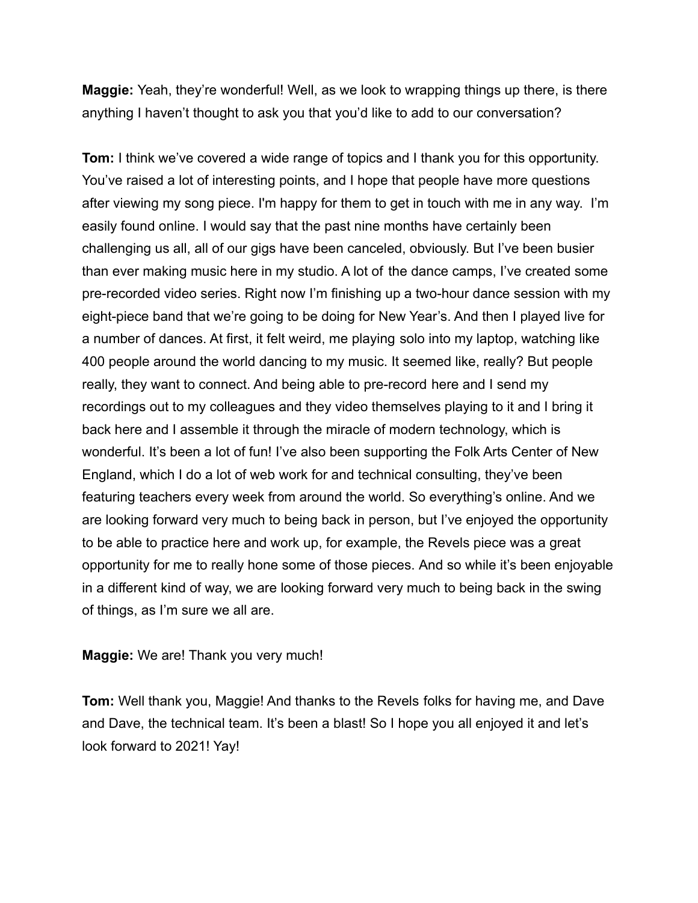**Maggie:** Yeah, they're wonderful! Well, as we look to wrapping things up there, is there anything I haven't thought to ask you that you'd like to add to our conversation?

**Tom:** I think we've covered a wide range of topics and I thank you for this opportunity. You've raised a lot of interesting points, and I hope that people have more questions after viewing my song piece. I'm happy for them to get in touch with me in any way. I'm easily found online. I would say that the past nine months have certainly been challenging us all, all of our gigs have been canceled, obviously. But I've been busier than ever making music here in my studio. A lot of the dance camps, I've created some pre-recorded video series. Right now I'm finishing up a two-hour dance session with my eight-piece band that we're going to be doing for New Year's. And then I played live for a number of dances. At first, it felt weird, me playing solo into my laptop, watching like 400 people around the world dancing to my music. It seemed like, really? But people really, they want to connect. And being able to pre-record here and I send my recordings out to my colleagues and they video themselves playing to it and I bring it back here and I assemble it through the miracle of modern technology, which is wonderful. It's been a lot of fun! I've also been supporting the Folk Arts Center of New England, which I do a lot of web work for and technical consulting, they've been featuring teachers every week from around the world. So everything's online. And we are looking forward very much to being back in person, but I've enjoyed the opportunity to be able to practice here and work up, for example, the Revels piece was a great opportunity for me to really hone some of those pieces. And so while it's been enjoyable in a different kind of way, we are looking forward very much to being back in the swing of things, as I'm sure we all are.

**Maggie:** We are! Thank you very much!

**Tom:** Well thank you, Maggie! And thanks to the Revels folks for having me, and Dave and Dave, the technical team. It's been a blast! So I hope you all enjoyed it and let's look forward to 2021! Yay!